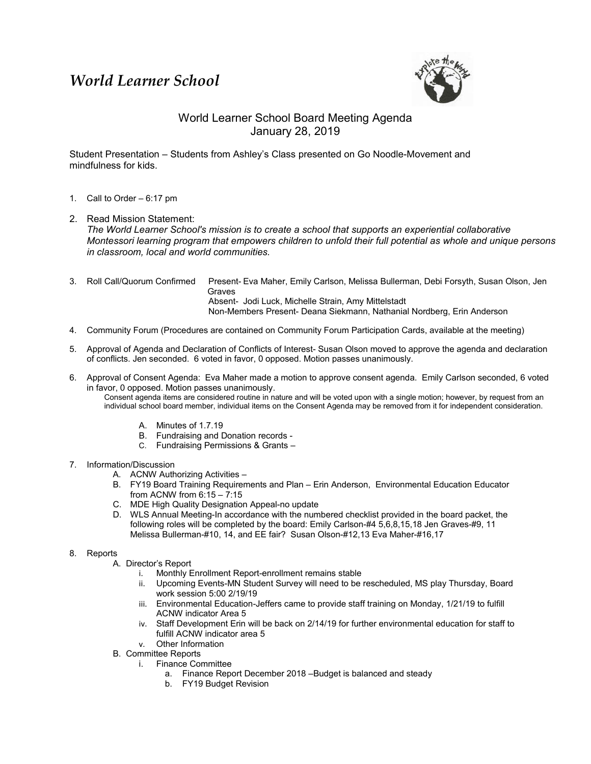# *World Learner School*

## World Learner School Board Meeting Agenda
## January 28, 2019

Student Presentation – Students from Ashley's Class presented on Go Noodle-Movement and mindfulness for kids.

1. Call to Order – 6:17 pm
2. Read Mission Statement:
   *The World Learner School's mission is to create a school that supports an experiential collaborative Montessori learning program that empowers children to unfold their full potential as whole and unique persons in classroom, local and world communities.*
3. Roll Call/Quorum Confirmed
   Present- Eva Maher, Emily Carlson, Melissa Bullerman, Debi Forsyth, Susan Olson, Jen Graves
   Absent- Jodi Luck, Michelle Strain, Amy Mittelstadt
   Non-Members Present- Deana Siekmann, Nathanial Nordberg, Erin Anderson
4. Community Forum (Procedures are contained on Community Forum Participation Cards, available at the meeting)
5. Approval of Agenda and Declaration of Conflicts of Interest- Susan Olson moved to approve the agenda and declaration of conflicts. Jen seconded. 6 voted in favor, 0 opposed. Motion passes unanimously.
6. Approval of Consent Agenda: Eva Maher made a motion to approve consent agenda. Emily Carlson seconded, 6 voted in favor, 0 opposed. Motion passes unanimously.
   Consent agenda items are considered routine in nature and will be voted upon with a single motion; however, by request from an individual school board member, individual items on the Consent Agenda may be removed from it for independent consideration.
   A. Minutes of 1.7.19
   B. Fundraising and Donation records -
   C. Fundraising Permissions & Grants –
7. Information/Discussion
   A. ACNW Authorizing Activities –
   B. FY19 Board Training Requirements and Plan – Erin Anderson, Environmental Education Educator from ACNW from 6:15 – 7:15
   C. MDE High Quality Designation Appeal-no update
   D. WLS Annual Meeting-In accordance with the numbered checklist provided in the board packet, the following roles will be completed by the board: Emily Carlson-#4 5,6,8,15,18 Jen Graves-#9, 11 Melissa Bullerman-#10, 14, and EE fair? Susan Olson-#12,13 Eva Maher-#16,17
8. Reports
   A. Director's Report
      i. Monthly Enrollment Report-enrollment remains stable
      ii. Upcoming Events-MN Student Survey will need to be rescheduled, MS play Thursday, Board work session 5:00 2/19/19
      iii. Environmental Education-Jeffers came to provide staff training on Monday, 1/21/19 to fulfill ACNW indicator Area 5
      iv. Staff Development Erin will be back on 2/14/19 for further environmental education for staff to fulfill ACNW indicator area 5
      v. Other Information
   B. Committee Reports
      i. Finance Committee
         a. Finance Report December 2018 –Budget is balanced and steady
         b. FY19 Budget Revision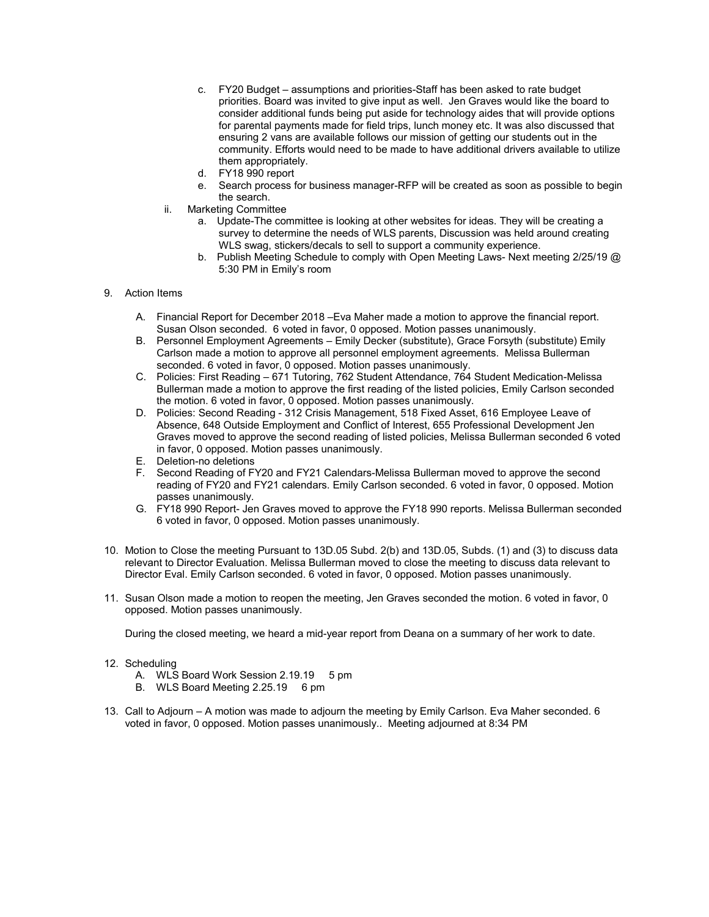c. FY20 Budget – assumptions and priorities-Staff has been asked to rate budget priorities. Board was invited to give input as well. Jen Graves would like the board to consider additional funds being put aside for technology aides that will provide options for parental payments made for field trips, lunch money etc. It was also discussed that ensuring 2 vans are available follows our mission of getting our students out in the community. Efforts would need to be made to have additional drivers available to utilize them appropriately.

d. FY18 990 report

e. Search process for business manager-RFP will be created as soon as possible to begin the search.

ii. Marketing Committee

a. Update-The committee is looking at other websites for ideas. They will be creating a survey to determine the needs of WLS parents, Discussion was held around creating WLS swag, stickers/decals to sell to support a community experience.

b. Publish Meeting Schedule to comply with Open Meeting Laws- Next meeting 2/25/19 @ 5:30 PM in Emily's room

9. Action Items

A. Financial Report for December 2018 –Eva Maher made a motion to approve the financial report. Susan Olson seconded. 6 voted in favor, 0 opposed. Motion passes unanimously.

B. Personnel Employment Agreements – Emily Decker (substitute), Grace Forsyth (substitute) Emily Carlson made a motion to approve all personnel employment agreements. Melissa Bullerman seconded. 6 voted in favor, 0 opposed. Motion passes unanimously.

C. Policies: First Reading – 671 Tutoring, 762 Student Attendance, 764 Student Medication-Melissa Bullerman made a motion to approve the first reading of the listed policies, Emily Carlson seconded the motion. 6 voted in favor, 0 opposed. Motion passes unanimously.

D. Policies: Second Reading - 312 Crisis Management, 518 Fixed Asset, 616 Employee Leave of Absence, 648 Outside Employment and Conflict of Interest, 655 Professional Development Jen Graves moved to approve the second reading of listed policies, Melissa Bullerman seconded 6 voted in favor, 0 opposed. Motion passes unanimously.

E. Deletion-no deletions

F. Second Reading of FY20 and FY21 Calendars-Melissa Bullerman moved to approve the second reading of FY20 and FY21 calendars. Emily Carlson seconded. 6 voted in favor, 0 opposed. Motion passes unanimously.

G. FY18 990 Report- Jen Graves moved to approve the FY18 990 reports. Melissa Bullerman seconded 6 voted in favor, 0 opposed. Motion passes unanimously.

10. Motion to Close the meeting Pursuant to 13D.05 Subd. 2(b) and 13D.05, Subds. (1) and (3) to discuss data relevant to Director Evaluation. Melissa Bullerman moved to close the meeting to discuss data relevant to Director Eval. Emily Carlson seconded. 6 voted in favor, 0 opposed. Motion passes unanimously.

11. Susan Olson made a motion to reopen the meeting, Jen Graves seconded the motion. 6 voted in favor, 0 opposed. Motion passes unanimously.

During the closed meeting, we heard a mid-year report from Deana on a summary of her work to date.

12. Scheduling

A. WLS Board Work Session 2.19.19 5 pm

B. WLS Board Meeting 2.25.19 6 pm

13. Call to Adjourn – A motion was made to adjourn the meeting by Emily Carlson. Eva Maher seconded. 6 voted in favor, 0 opposed. Motion passes unanimously.. Meeting adjourned at 8:34 PM